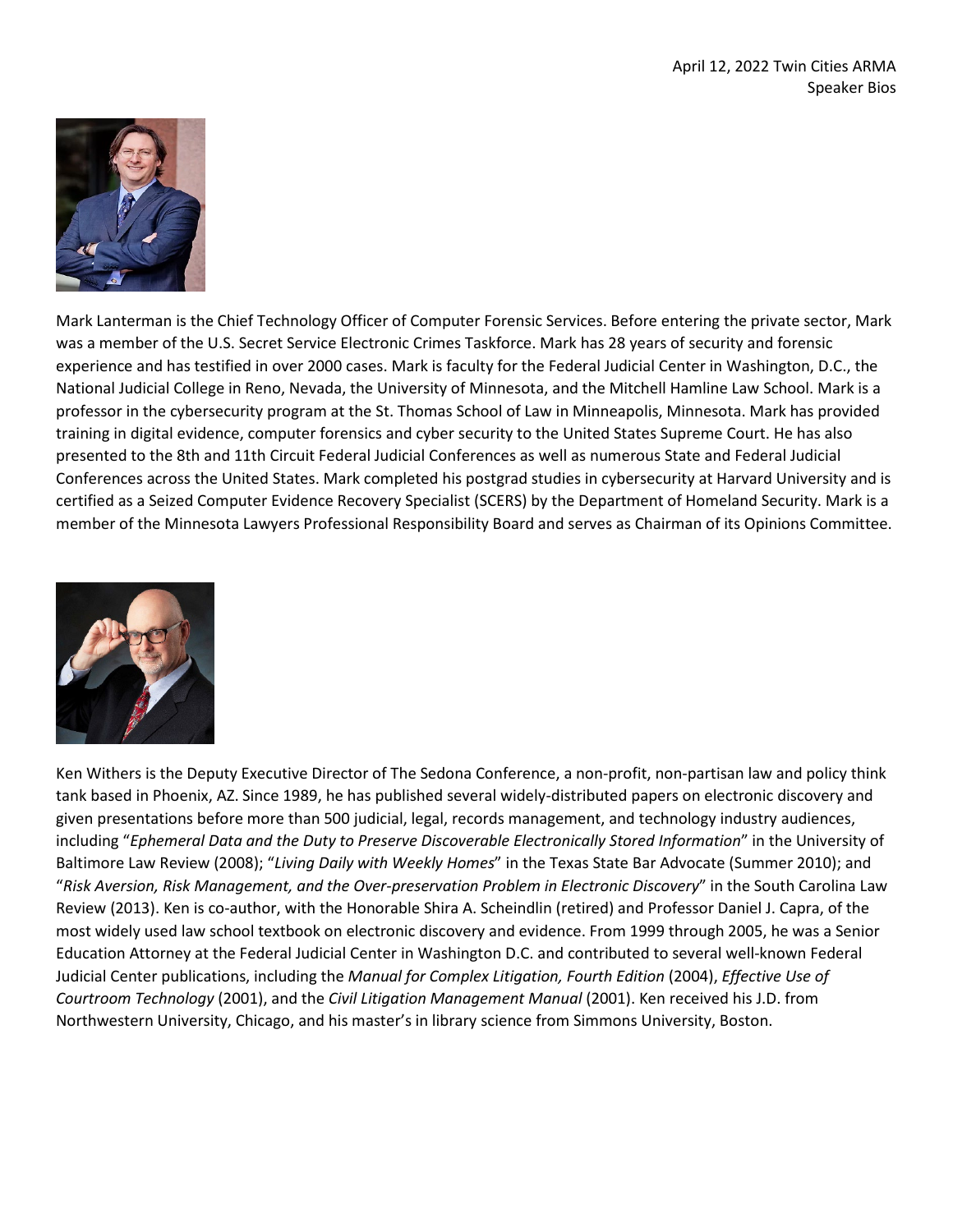April 12, 2022 Twin Cities ARMA
Speaker Bios

Mark Lanterman is the Chief Technology Officer of Computer Forensic Services. Before entering the private sector, Mark was a member of the U.S. Secret Service Electronic Crimes Taskforce. Mark has 28 years of security and forensic experience and has testified in over 2000 cases. Mark is faculty for the Federal Judicial Center in Washington, D.C., the National Judicial College in Reno, Nevada, the University of Minnesota, and the Mitchell Hamline Law School. Mark is a professor in the cybersecurity program at the St. Thomas School of Law in Minneapolis, Minnesota. Mark has provided training in digital evidence, computer forensics and cyber security to the United States Supreme Court. He has also presented to the 8th and 11th Circuit Federal Judicial Conferences as well as numerous State and Federal Judicial Conferences across the United States. Mark completed his postgrad studies in cybersecurity at Harvard University and is certified as a Seized Computer Evidence Recovery Specialist (SCERS) by the Department of Homeland Security. Mark is a member of the Minnesota Lawyers Professional Responsibility Board and serves as Chairman of its Opinions Committee.

Ken Withers is the Deputy Executive Director of The Sedona Conference, a non-profit, non-partisan law and policy think tank based in Phoenix, AZ. Since 1989, he has published several widely-distributed papers on electronic discovery and given presentations before more than 500 judicial, legal, records management, and technology industry audiences, including "*Ephemeral Data and the Duty to Preserve Discoverable Electronically Stored Information*" in the University of Baltimore Law Review (2008); "*Living Daily with Weekly Homes*" in the Texas State Bar Advocate (Summer 2010); and "*Risk Aversion, Risk Management, and the Over-preservation Problem in Electronic Discovery*" in the South Carolina Law Review (2013). Ken is co-author, with the Honorable Shira A. Scheindlin (retired) and Professor Daniel J. Capra, of the most widely used law school textbook on electronic discovery and evidence. From 1999 through 2005, he was a Senior Education Attorney at the Federal Judicial Center in Washington D.C. and contributed to several well-known Federal Judicial Center publications, including the *Manual for Complex Litigation, Fourth Edition* (2004), *Effective Use of Courtroom Technology* (2001), and the *Civil Litigation Management Manual* (2001). Ken received his J.D. from Northwestern University, Chicago, and his master's in library science from Simmons University, Boston.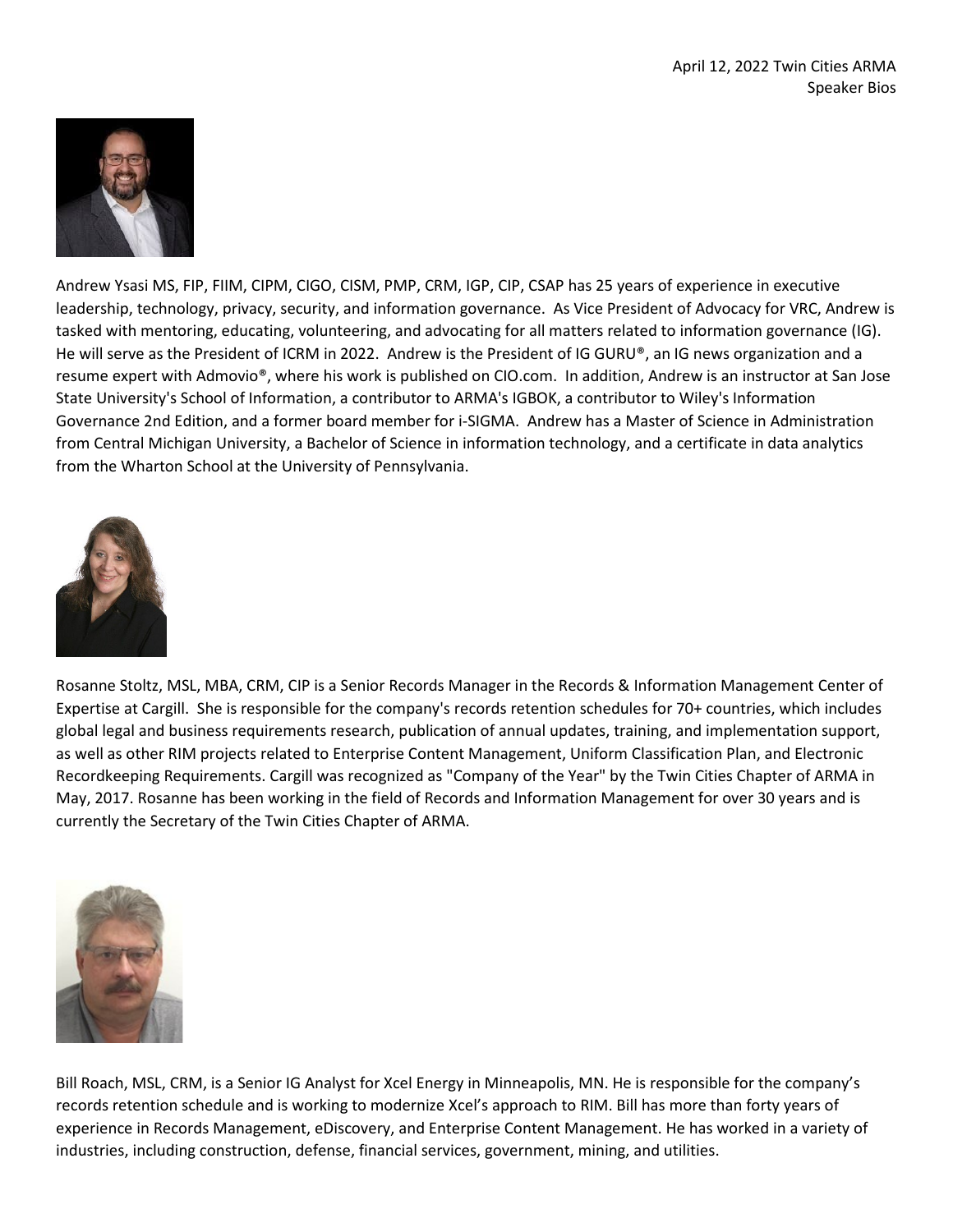April 12, 2022 Twin Cities ARMA
Speaker Bios

Andrew Ysasi MS, FIP, FIIM, CIPM, CIGO, CISM, PMP, CRM, IGP, CIP, CSAP has 25 years of experience in executive leadership, technology, privacy, security, and information governance. As Vice President of Advocacy for VRC, Andrew is tasked with mentoring, educating, volunteering, and advocating for all matters related to information governance (IG). He will serve as the President of ICRM in 2022. Andrew is the President of IG GURU®, an IG news organization and a resume expert with Admovio®, where his work is published on CIO.com. In addition, Andrew is an instructor at San Jose State University's School of Information, a contributor to ARMA's IGBOK, a contributor to Wiley's Information Governance 2nd Edition, and a former board member for i-SIGMA. Andrew has a Master of Science in Administration from Central Michigan University, a Bachelor of Science in information technology, and a certificate in data analytics from the Wharton School at the University of Pennsylvania.

Rosanne Stoltz, MSL, MBA, CRM, CIP is a Senior Records Manager in the Records & Information Management Center of Expertise at Cargill. She is responsible for the company's records retention schedules for 70+ countries, which includes global legal and business requirements research, publication of annual updates, training, and implementation support, as well as other RIM projects related to Enterprise Content Management, Uniform Classification Plan, and Electronic Recordkeeping Requirements. Cargill was recognized as "Company of the Year" by the Twin Cities Chapter of ARMA in May, 2017. Rosanne has been working in the field of Records and Information Management for over 30 years and is currently the Secretary of the Twin Cities Chapter of ARMA.

Bill Roach, MSL, CRM, is a Senior IG Analyst for Xcel Energy in Minneapolis, MN. He is responsible for the company's records retention schedule and is working to modernize Xcel's approach to RIM. Bill has more than forty years of experience in Records Management, eDiscovery, and Enterprise Content Management. He has worked in a variety of industries, including construction, defense, financial services, government, mining, and utilities.